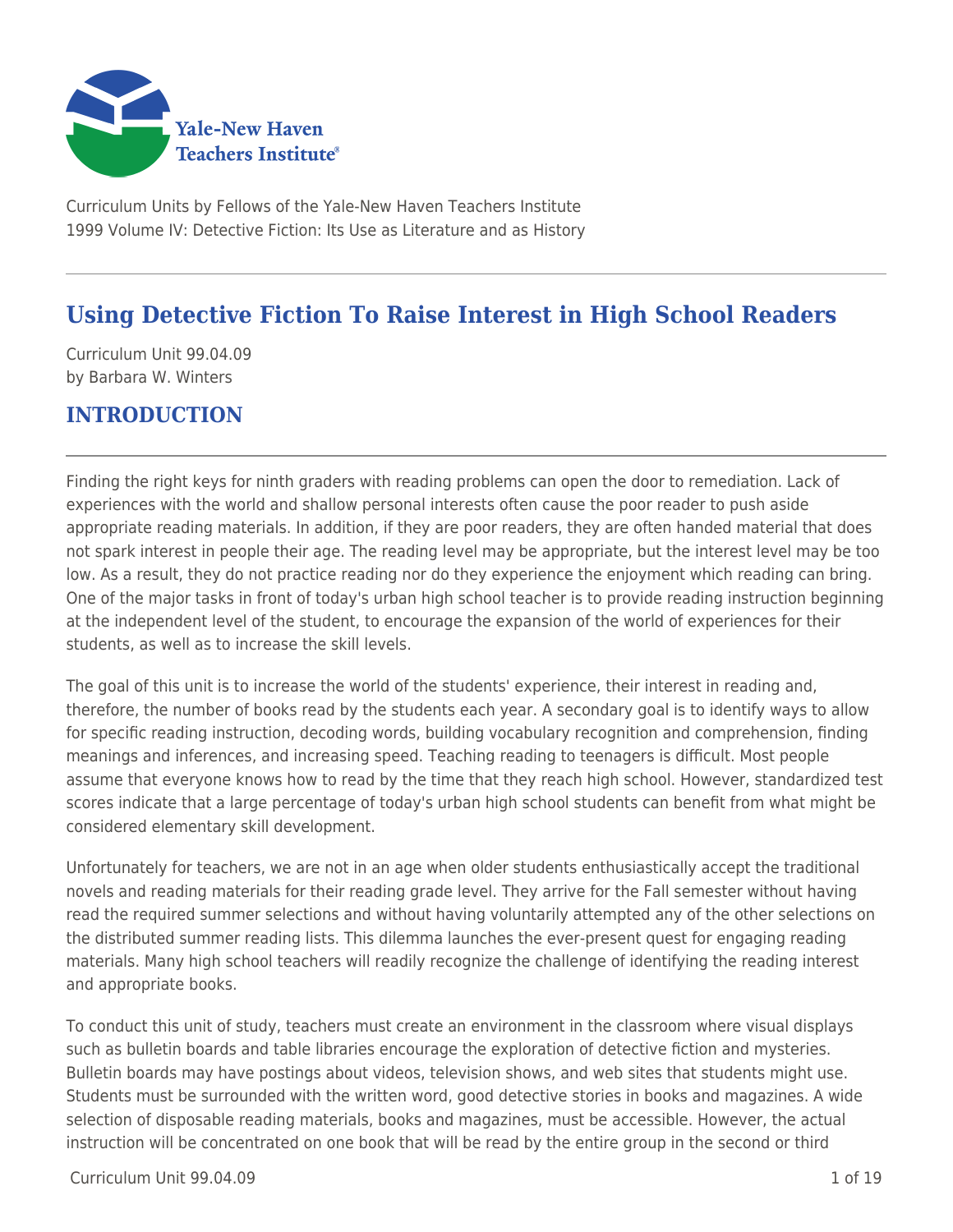Curriculum Units by Fellows of the Yale-New Haven Teachers Institute
1999 Volume IV: Detective Fiction: Its Use as Literature and as History

# Using Detective Fiction To Raise Interest in High School Readers

Curriculum Unit 99.04.09
by Barbara W. Winters

## INTRODUCTION

Finding the right keys for ninth graders with reading problems can open the door to remediation. Lack of experiences with the world and shallow personal interests often cause the poor reader to push aside appropriate reading materials. In addition, if they are poor readers, they are often handed material that does not spark interest in people their age. The reading level may be appropriate, but the interest level may be too low. As a result, they do not practice reading nor do they experience the enjoyment which reading can bring. One of the major tasks in front of today's urban high school teacher is to provide reading instruction beginning at the independent level of the student, to encourage the expansion of the world of experiences for their students, as well as to increase the skill levels.

The goal of this unit is to increase the world of the students' experience, their interest in reading and, therefore, the number of books read by the students each year. A secondary goal is to identify ways to allow for specific reading instruction, decoding words, building vocabulary recognition and comprehension, finding meanings and inferences, and increasing speed. Teaching reading to teenagers is difficult. Most people assume that everyone knows how to read by the time that they reach high school. However, standardized test scores indicate that a large percentage of today's urban high school students can benefit from what might be considered elementary skill development.

Unfortunately for teachers, we are not in an age when older students enthusiastically accept the traditional novels and reading materials for their reading grade level. They arrive for the Fall semester without having read the required summer selections and without having voluntarily attempted any of the other selections on the distributed summer reading lists. This dilemma launches the ever-present quest for engaging reading materials. Many high school teachers will readily recognize the challenge of identifying the reading interest and appropriate books.

To conduct this unit of study, teachers must create an environment in the classroom where visual displays such as bulletin boards and table libraries encourage the exploration of detective fiction and mysteries. Bulletin boards may have postings about videos, television shows, and web sites that students might use. Students must be surrounded with the written word, good detective stories in books and magazines. A wide selection of disposable reading materials, books and magazines, must be accessible. However, the actual instruction will be concentrated on one book that will be read by the entire group in the second or third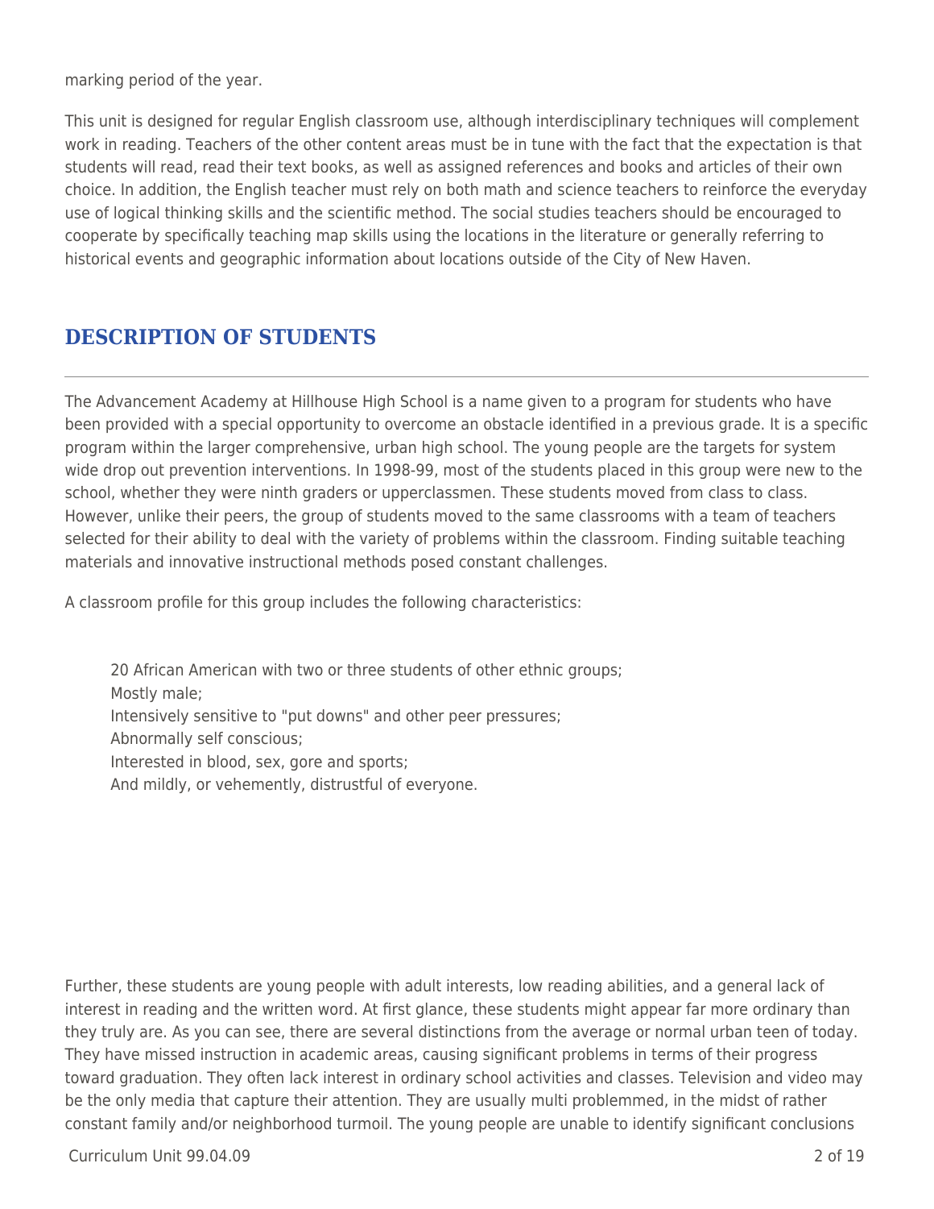marking period of the year.

This unit is designed for regular English classroom use, although interdisciplinary techniques will complement work in reading. Teachers of the other content areas must be in tune with the fact that the expectation is that students will read, read their text books, as well as assigned references and books and articles of their own choice. In addition, the English teacher must rely on both math and science teachers to reinforce the everyday use of logical thinking skills and the scientific method. The social studies teachers should be encouraged to cooperate by specifically teaching map skills using the locations in the literature or generally referring to historical events and geographic information about locations outside of the City of New Haven.

## DESCRIPTION OF STUDENTS

The Advancement Academy at Hillhouse High School is a name given to a program for students who have been provided with a special opportunity to overcome an obstacle identified in a previous grade. It is a specific program within the larger comprehensive, urban high school. The young people are the targets for system wide drop out prevention interventions. In 1998-99, most of the students placed in this group were new to the school, whether they were ninth graders or upperclassmen. These students moved from class to class. However, unlike their peers, the group of students moved to the same classrooms with a team of teachers selected for their ability to deal with the variety of problems within the classroom. Finding suitable teaching materials and innovative instructional methods posed constant challenges.

A classroom profile for this group includes the following characteristics:

> 20 African American with two or three students of other ethnic groups;
> Mostly male;
> Intensively sensitive to "put downs" and other peer pressures;
> Abnormally self conscious;
> Interested in blood, sex, gore and sports;
> And mildly, or vehemently, distrustful of everyone.

Further, these students are young people with adult interests, low reading abilities, and a general lack of interest in reading and the written word. At first glance, these students might appear far more ordinary than they truly are. As you can see, there are several distinctions from the average or normal urban teen of today. They have missed instruction in academic areas, causing significant problems in terms of their progress toward graduation. They often lack interest in ordinary school activities and classes. Television and video may be the only media that capture their attention. They are usually multi problemmed, in the midst of rather constant family and/or neighborhood turmoil. The young people are unable to identify significant conclusions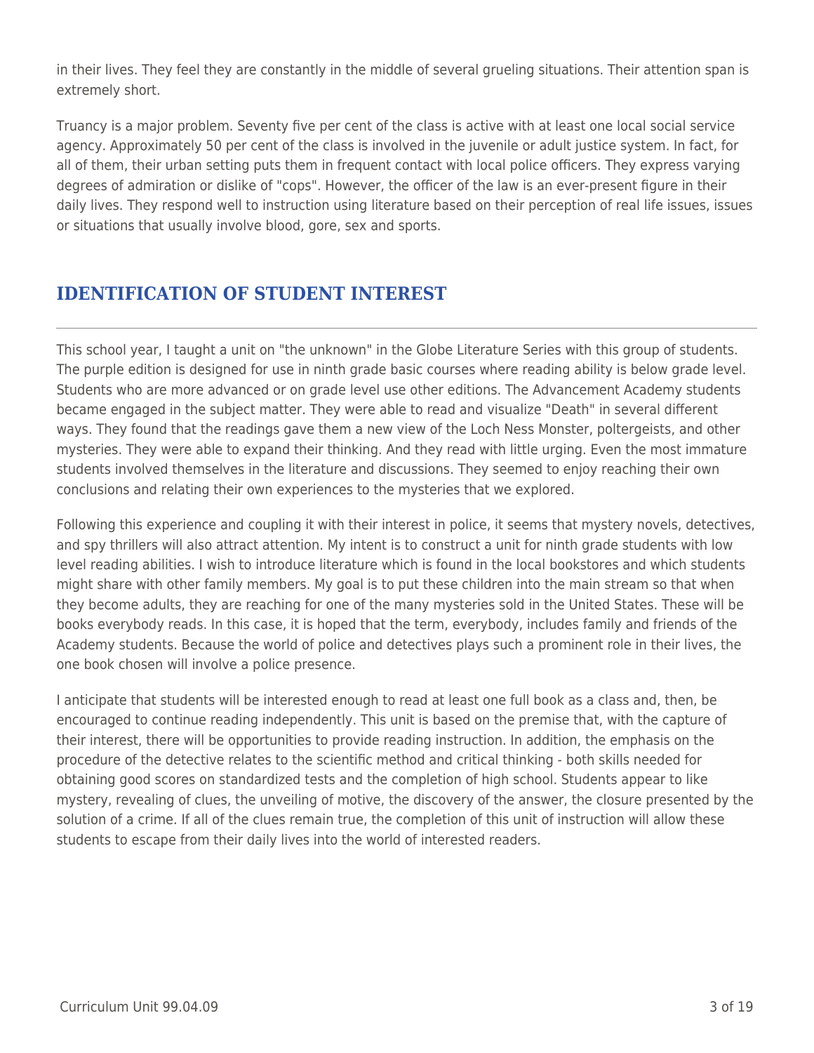in their lives. They feel they are constantly in the middle of several grueling situations. Their attention span is extremely short.

Truancy is a major problem. Seventy five per cent of the class is active with at least one local social service agency. Approximately 50 per cent of the class is involved in the juvenile or adult justice system. In fact, for all of them, their urban setting puts them in frequent contact with local police officers. They express varying degrees of admiration or dislike of "cops". However, the officer of the law is an ever-present figure in their daily lives. They respond well to instruction using literature based on their perception of real life issues, issues or situations that usually involve blood, gore, sex and sports.

## IDENTIFICATION OF STUDENT INTEREST

This school year, I taught a unit on "the unknown" in the Globe Literature Series with this group of students. The purple edition is designed for use in ninth grade basic courses where reading ability is below grade level. Students who are more advanced or on grade level use other editions. The Advancement Academy students became engaged in the subject matter. They were able to read and visualize "Death" in several different ways. They found that the readings gave them a new view of the Loch Ness Monster, poltergeists, and other mysteries. They were able to expand their thinking. And they read with little urging. Even the most immature students involved themselves in the literature and discussions. They seemed to enjoy reaching their own conclusions and relating their own experiences to the mysteries that we explored.

Following this experience and coupling it with their interest in police, it seems that mystery novels, detectives, and spy thrillers will also attract attention. My intent is to construct a unit for ninth grade students with low level reading abilities. I wish to introduce literature which is found in the local bookstores and which students might share with other family members. My goal is to put these children into the main stream so that when they become adults, they are reaching for one of the many mysteries sold in the United States. These will be books everybody reads. In this case, it is hoped that the term, everybody, includes family and friends of the Academy students. Because the world of police and detectives plays such a prominent role in their lives, the one book chosen will involve a police presence.

I anticipate that students will be interested enough to read at least one full book as a class and, then, be encouraged to continue reading independently. This unit is based on the premise that, with the capture of their interest, there will be opportunities to provide reading instruction. In addition, the emphasis on the procedure of the detective relates to the scientific method and critical thinking - both skills needed for obtaining good scores on standardized tests and the completion of high school. Students appear to like mystery, revealing of clues, the unveiling of motive, the discovery of the answer, the closure presented by the solution of a crime. If all of the clues remain true, the completion of this unit of instruction will allow these students to escape from their daily lives into the world of interested readers.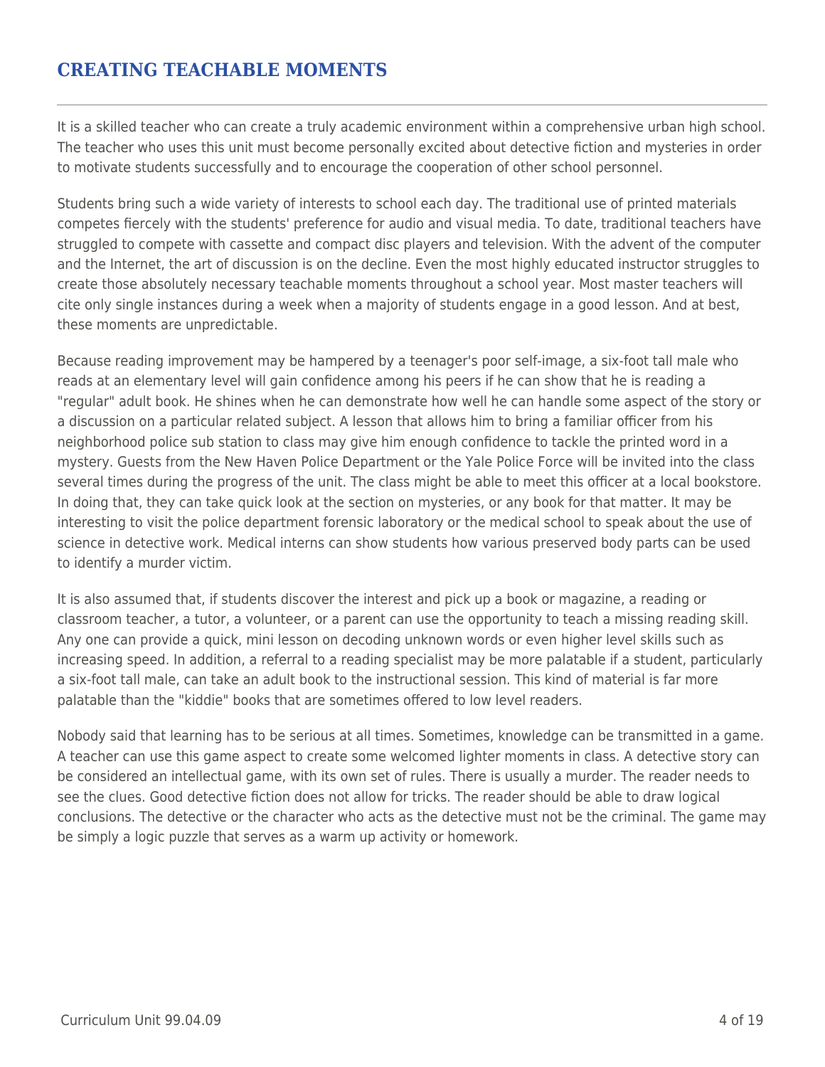## CREATING TEACHABLE MOMENTS

It is a skilled teacher who can create a truly academic environment within a comprehensive urban high school. The teacher who uses this unit must become personally excited about detective fiction and mysteries in order to motivate students successfully and to encourage the cooperation of other school personnel.

Students bring such a wide variety of interests to school each day. The traditional use of printed materials competes fiercely with the students' preference for audio and visual media. To date, traditional teachers have struggled to compete with cassette and compact disc players and television. With the advent of the computer and the Internet, the art of discussion is on the decline. Even the most highly educated instructor struggles to create those absolutely necessary teachable moments throughout a school year. Most master teachers will cite only single instances during a week when a majority of students engage in a good lesson. And at best, these moments are unpredictable.

Because reading improvement may be hampered by a teenager's poor self-image, a six-foot tall male who reads at an elementary level will gain confidence among his peers if he can show that he is reading a "regular" adult book. He shines when he can demonstrate how well he can handle some aspect of the story or a discussion on a particular related subject. A lesson that allows him to bring a familiar officer from his neighborhood police sub station to class may give him enough confidence to tackle the printed word in a mystery. Guests from the New Haven Police Department or the Yale Police Force will be invited into the class several times during the progress of the unit. The class might be able to meet this officer at a local bookstore. In doing that, they can take quick look at the section on mysteries, or any book for that matter. It may be interesting to visit the police department forensic laboratory or the medical school to speak about the use of science in detective work. Medical interns can show students how various preserved body parts can be used to identify a murder victim.

It is also assumed that, if students discover the interest and pick up a book or magazine, a reading or classroom teacher, a tutor, a volunteer, or a parent can use the opportunity to teach a missing reading skill. Any one can provide a quick, mini lesson on decoding unknown words or even higher level skills such as increasing speed. In addition, a referral to a reading specialist may be more palatable if a student, particularly a six-foot tall male, can take an adult book to the instructional session. This kind of material is far more palatable than the "kiddie" books that are sometimes offered to low level readers.

Nobody said that learning has to be serious at all times. Sometimes, knowledge can be transmitted in a game. A teacher can use this game aspect to create some welcomed lighter moments in class. A detective story can be considered an intellectual game, with its own set of rules. There is usually a murder. The reader needs to see the clues. Good detective fiction does not allow for tricks. The reader should be able to draw logical conclusions. The detective or the character who acts as the detective must not be the criminal. The game may be simply a logic puzzle that serves as a warm up activity or homework.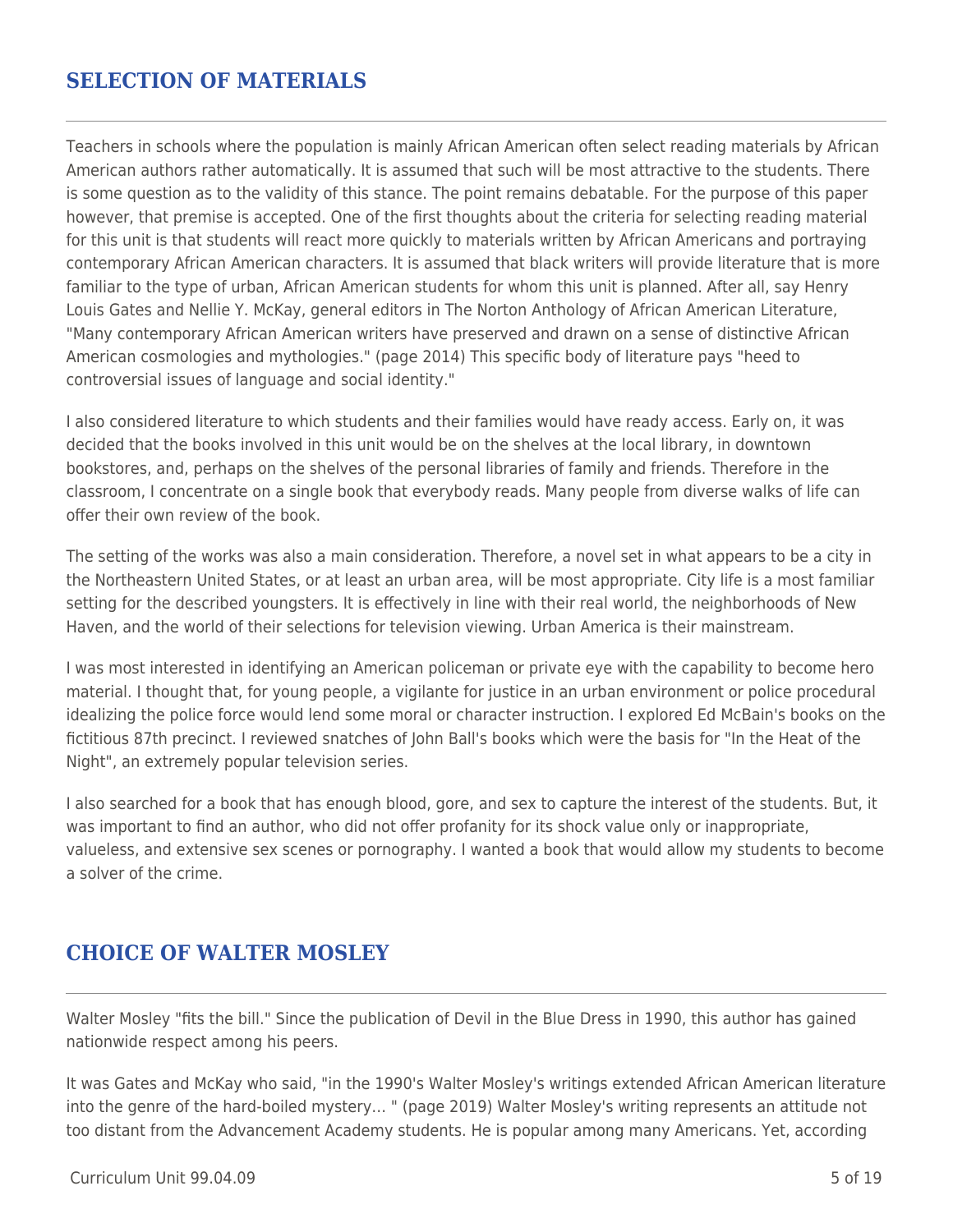## SELECTION OF MATERIALS

Teachers in schools where the population is mainly African American often select reading materials by African American authors rather automatically. It is assumed that such will be most attractive to the students. There is some question as to the validity of this stance. The point remains debatable. For the purpose of this paper however, that premise is accepted. One of the first thoughts about the criteria for selecting reading material for this unit is that students will react more quickly to materials written by African Americans and portraying contemporary African American characters. It is assumed that black writers will provide literature that is more familiar to the type of urban, African American students for whom this unit is planned. After all, say Henry Louis Gates and Nellie Y. McKay, general editors in The Norton Anthology of African American Literature, "Many contemporary African American writers have preserved and drawn on a sense of distinctive African American cosmologies and mythologies." (page 2014) This specific body of literature pays "heed to controversial issues of language and social identity."

I also considered literature to which students and their families would have ready access. Early on, it was decided that the books involved in this unit would be on the shelves at the local library, in downtown bookstores, and, perhaps on the shelves of the personal libraries of family and friends. Therefore in the classroom, I concentrate on a single book that everybody reads. Many people from diverse walks of life can offer their own review of the book.

The setting of the works was also a main consideration. Therefore, a novel set in what appears to be a city in the Northeastern United States, or at least an urban area, will be most appropriate. City life is a most familiar setting for the described youngsters. It is effectively in line with their real world, the neighborhoods of New Haven, and the world of their selections for television viewing. Urban America is their mainstream.

I was most interested in identifying an American policeman or private eye with the capability to become hero material. I thought that, for young people, a vigilante for justice in an urban environment or police procedural idealizing the police force would lend some moral or character instruction. I explored Ed McBain's books on the fictitious 87th precinct. I reviewed snatches of John Ball's books which were the basis for "In the Heat of the Night", an extremely popular television series.

I also searched for a book that has enough blood, gore, and sex to capture the interest of the students. But, it was important to find an author, who did not offer profanity for its shock value only or inappropriate, valueless, and extensive sex scenes or pornography. I wanted a book that would allow my students to become a solver of the crime.

## CHOICE OF WALTER MOSLEY

Walter Mosley "fits the bill." Since the publication of Devil in the Blue Dress in 1990, this author has gained nationwide respect among his peers.

It was Gates and McKay who said, "in the 1990's Walter Mosley's writings extended African American literature into the genre of the hard-boiled mystery… " (page 2019) Walter Mosley's writing represents an attitude not too distant from the Advancement Academy students. He is popular among many Americans. Yet, according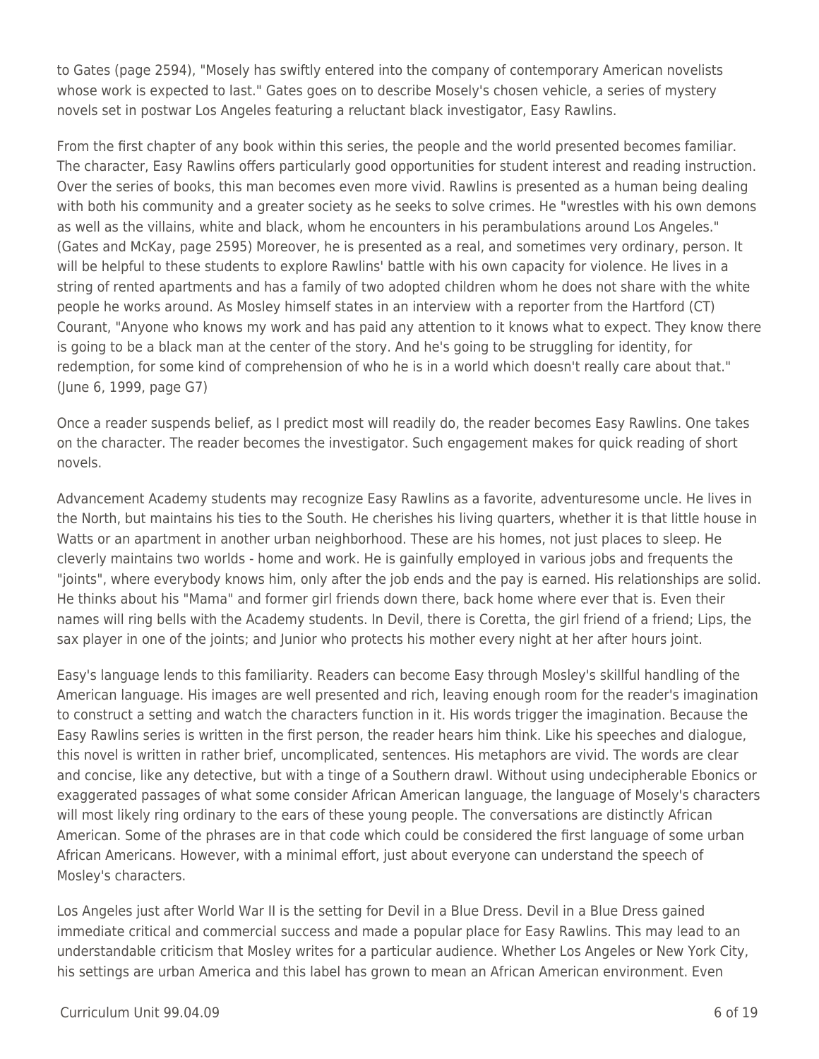to Gates (page 2594), "Mosely has swiftly entered into the company of contemporary American novelists whose work is expected to last." Gates goes on to describe Mosely's chosen vehicle, a series of mystery novels set in postwar Los Angeles featuring a reluctant black investigator, Easy Rawlins.

From the first chapter of any book within this series, the people and the world presented becomes familiar. The character, Easy Rawlins offers particularly good opportunities for student interest and reading instruction. Over the series of books, this man becomes even more vivid. Rawlins is presented as a human being dealing with both his community and a greater society as he seeks to solve crimes. He "wrestles with his own demons as well as the villains, white and black, whom he encounters in his perambulations around Los Angeles." (Gates and McKay, page 2595) Moreover, he is presented as a real, and sometimes very ordinary, person. It will be helpful to these students to explore Rawlins' battle with his own capacity for violence. He lives in a string of rented apartments and has a family of two adopted children whom he does not share with the white people he works around. As Mosley himself states in an interview with a reporter from the Hartford (CT) Courant, "Anyone who knows my work and has paid any attention to it knows what to expect. They know there is going to be a black man at the center of the story. And he's going to be struggling for identity, for redemption, for some kind of comprehension of who he is in a world which doesn't really care about that." (June 6, 1999, page G7)

Once a reader suspends belief, as I predict most will readily do, the reader becomes Easy Rawlins. One takes on the character. The reader becomes the investigator. Such engagement makes for quick reading of short novels.

Advancement Academy students may recognize Easy Rawlins as a favorite, adventuresome uncle. He lives in the North, but maintains his ties to the South. He cherishes his living quarters, whether it is that little house in Watts or an apartment in another urban neighborhood. These are his homes, not just places to sleep. He cleverly maintains two worlds - home and work. He is gainfully employed in various jobs and frequents the "joints", where everybody knows him, only after the job ends and the pay is earned. His relationships are solid. He thinks about his "Mama" and former girl friends down there, back home where ever that is. Even their names will ring bells with the Academy students. In Devil, there is Coretta, the girl friend of a friend; Lips, the sax player in one of the joints; and Junior who protects his mother every night at her after hours joint.

Easy's language lends to this familiarity. Readers can become Easy through Mosley's skillful handling of the American language. His images are well presented and rich, leaving enough room for the reader's imagination to construct a setting and watch the characters function in it. His words trigger the imagination. Because the Easy Rawlins series is written in the first person, the reader hears him think. Like his speeches and dialogue, this novel is written in rather brief, uncomplicated, sentences. His metaphors are vivid. The words are clear and concise, like any detective, but with a tinge of a Southern drawl. Without using undecipherable Ebonics or exaggerated passages of what some consider African American language, the language of Mosely's characters will most likely ring ordinary to the ears of these young people. The conversations are distinctly African American. Some of the phrases are in that code which could be considered the first language of some urban African Americans. However, with a minimal effort, just about everyone can understand the speech of Mosley's characters.

Los Angeles just after World War II is the setting for Devil in a Blue Dress. Devil in a Blue Dress gained immediate critical and commercial success and made a popular place for Easy Rawlins. This may lead to an understandable criticism that Mosley writes for a particular audience. Whether Los Angeles or New York City, his settings are urban America and this label has grown to mean an African American environment. Even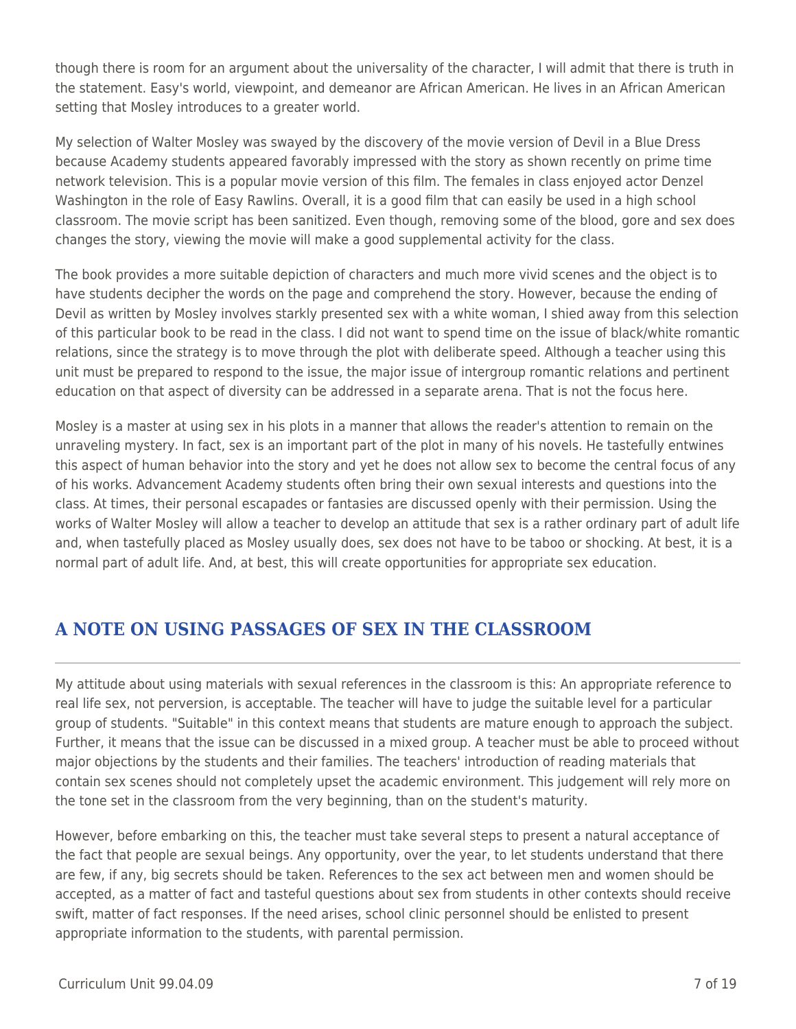though there is room for an argument about the universality of the character, I will admit that there is truth in the statement. Easy's world, viewpoint, and demeanor are African American. He lives in an African American setting that Mosley introduces to a greater world.

My selection of Walter Mosley was swayed by the discovery of the movie version of Devil in a Blue Dress because Academy students appeared favorably impressed with the story as shown recently on prime time network television. This is a popular movie version of this film. The females in class enjoyed actor Denzel Washington in the role of Easy Rawlins. Overall, it is a good film that can easily be used in a high school classroom. The movie script has been sanitized. Even though, removing some of the blood, gore and sex does changes the story, viewing the movie will make a good supplemental activity for the class.

The book provides a more suitable depiction of characters and much more vivid scenes and the object is to have students decipher the words on the page and comprehend the story. However, because the ending of Devil as written by Mosley involves starkly presented sex with a white woman, I shied away from this selection of this particular book to be read in the class. I did not want to spend time on the issue of black/white romantic relations, since the strategy is to move through the plot with deliberate speed. Although a teacher using this unit must be prepared to respond to the issue, the major issue of intergroup romantic relations and pertinent education on that aspect of diversity can be addressed in a separate arena. That is not the focus here.

Mosley is a master at using sex in his plots in a manner that allows the reader's attention to remain on the unraveling mystery. In fact, sex is an important part of the plot in many of his novels. He tastefully entwines this aspect of human behavior into the story and yet he does not allow sex to become the central focus of any of his works. Advancement Academy students often bring their own sexual interests and questions into the class. At times, their personal escapades or fantasies are discussed openly with their permission. Using the works of Walter Mosley will allow a teacher to develop an attitude that sex is a rather ordinary part of adult life and, when tastefully placed as Mosley usually does, sex does not have to be taboo or shocking. At best, it is a normal part of adult life. And, at best, this will create opportunities for appropriate sex education.

## A NOTE ON USING PASSAGES OF SEX IN THE CLASSROOM

My attitude about using materials with sexual references in the classroom is this: An appropriate reference to real life sex, not perversion, is acceptable. The teacher will have to judge the suitable level for a particular group of students. "Suitable" in this context means that students are mature enough to approach the subject. Further, it means that the issue can be discussed in a mixed group. A teacher must be able to proceed without major objections by the students and their families. The teachers' introduction of reading materials that contain sex scenes should not completely upset the academic environment. This judgement will rely more on the tone set in the classroom from the very beginning, than on the student's maturity.

However, before embarking on this, the teacher must take several steps to present a natural acceptance of the fact that people are sexual beings. Any opportunity, over the year, to let students understand that there are few, if any, big secrets should be taken. References to the sex act between men and women should be accepted, as a matter of fact and tasteful questions about sex from students in other contexts should receive swift, matter of fact responses. If the need arises, school clinic personnel should be enlisted to present appropriate information to the students, with parental permission.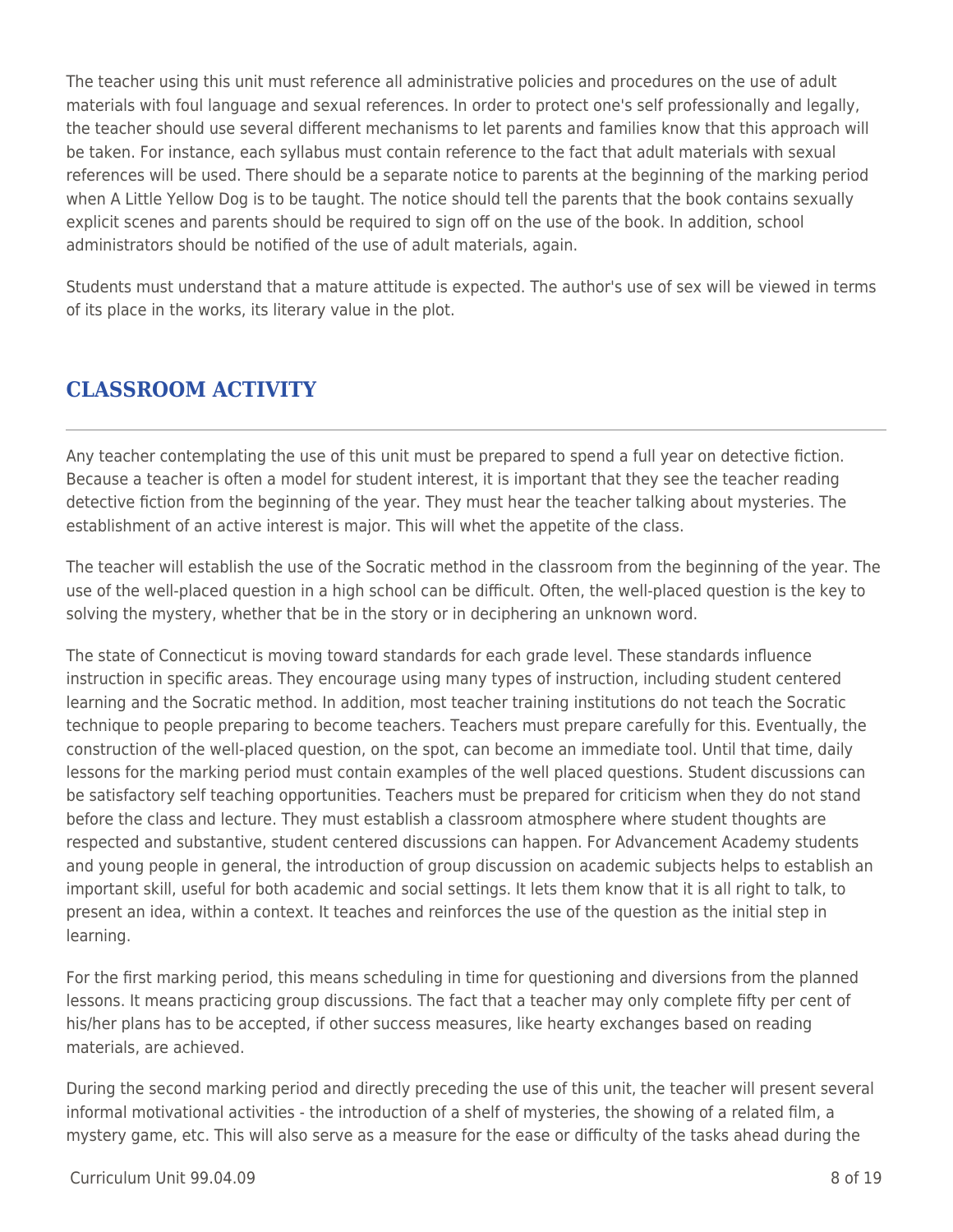The teacher using this unit must reference all administrative policies and procedures on the use of adult materials with foul language and sexual references. In order to protect one's self professionally and legally, the teacher should use several different mechanisms to let parents and families know that this approach will be taken. For instance, each syllabus must contain reference to the fact that adult materials with sexual references will be used. There should be a separate notice to parents at the beginning of the marking period when A Little Yellow Dog is to be taught. The notice should tell the parents that the book contains sexually explicit scenes and parents should be required to sign off on the use of the book. In addition, school administrators should be notified of the use of adult materials, again.

Students must understand that a mature attitude is expected. The author's use of sex will be viewed in terms of its place in the works, its literary value in the plot.

## CLASSROOM ACTIVITY

Any teacher contemplating the use of this unit must be prepared to spend a full year on detective fiction. Because a teacher is often a model for student interest, it is important that they see the teacher reading detective fiction from the beginning of the year. They must hear the teacher talking about mysteries. The establishment of an active interest is major. This will whet the appetite of the class.

The teacher will establish the use of the Socratic method in the classroom from the beginning of the year. The use of the well-placed question in a high school can be difficult. Often, the well-placed question is the key to solving the mystery, whether that be in the story or in deciphering an unknown word.

The state of Connecticut is moving toward standards for each grade level. These standards influence instruction in specific areas. They encourage using many types of instruction, including student centered learning and the Socratic method. In addition, most teacher training institutions do not teach the Socratic technique to people preparing to become teachers. Teachers must prepare carefully for this. Eventually, the construction of the well-placed question, on the spot, can become an immediate tool. Until that time, daily lessons for the marking period must contain examples of the well placed questions. Student discussions can be satisfactory self teaching opportunities. Teachers must be prepared for criticism when they do not stand before the class and lecture. They must establish a classroom atmosphere where student thoughts are respected and substantive, student centered discussions can happen. For Advancement Academy students and young people in general, the introduction of group discussion on academic subjects helps to establish an important skill, useful for both academic and social settings. It lets them know that it is all right to talk, to present an idea, within a context. It teaches and reinforces the use of the question as the initial step in learning.

For the first marking period, this means scheduling in time for questioning and diversions from the planned lessons. It means practicing group discussions. The fact that a teacher may only complete fifty per cent of his/her plans has to be accepted, if other success measures, like hearty exchanges based on reading materials, are achieved.

During the second marking period and directly preceding the use of this unit, the teacher will present several informal motivational activities - the introduction of a shelf of mysteries, the showing of a related film, a mystery game, etc. This will also serve as a measure for the ease or difficulty of the tasks ahead during the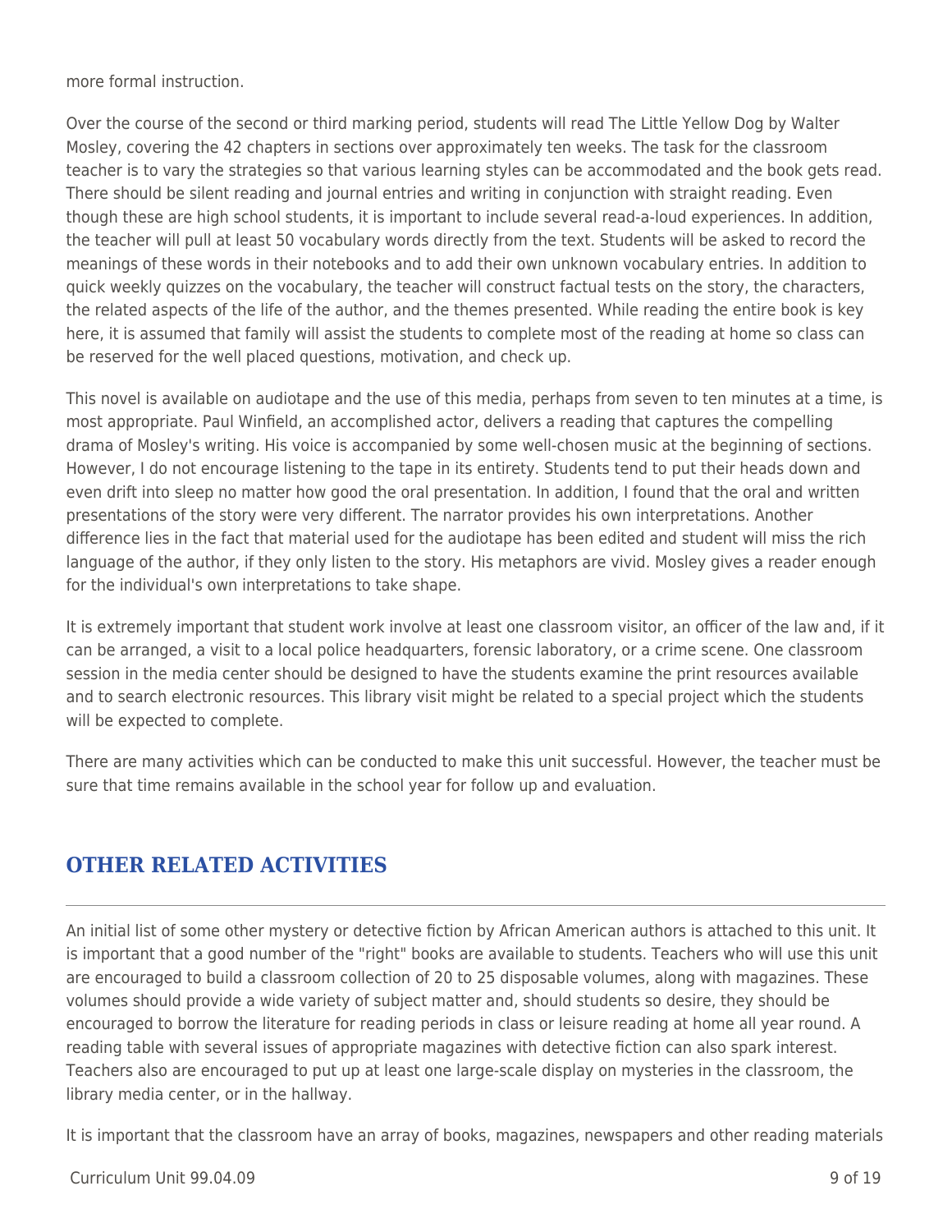more formal instruction.

Over the course of the second or third marking period, students will read The Little Yellow Dog by Walter Mosley, covering the 42 chapters in sections over approximately ten weeks. The task for the classroom teacher is to vary the strategies so that various learning styles can be accommodated and the book gets read. There should be silent reading and journal entries and writing in conjunction with straight reading. Even though these are high school students, it is important to include several read-a-loud experiences. In addition, the teacher will pull at least 50 vocabulary words directly from the text. Students will be asked to record the meanings of these words in their notebooks and to add their own unknown vocabulary entries. In addition to quick weekly quizzes on the vocabulary, the teacher will construct factual tests on the story, the characters, the related aspects of the life of the author, and the themes presented. While reading the entire book is key here, it is assumed that family will assist the students to complete most of the reading at home so class can be reserved for the well placed questions, motivation, and check up.

This novel is available on audiotape and the use of this media, perhaps from seven to ten minutes at a time, is most appropriate. Paul Winfield, an accomplished actor, delivers a reading that captures the compelling drama of Mosley's writing. His voice is accompanied by some well-chosen music at the beginning of sections. However, I do not encourage listening to the tape in its entirety. Students tend to put their heads down and even drift into sleep no matter how good the oral presentation. In addition, I found that the oral and written presentations of the story were very different. The narrator provides his own interpretations. Another difference lies in the fact that material used for the audiotape has been edited and student will miss the rich language of the author, if they only listen to the story. His metaphors are vivid. Mosley gives a reader enough for the individual's own interpretations to take shape.

It is extremely important that student work involve at least one classroom visitor, an officer of the law and, if it can be arranged, a visit to a local police headquarters, forensic laboratory, or a crime scene. One classroom session in the media center should be designed to have the students examine the print resources available and to search electronic resources. This library visit might be related to a special project which the students will be expected to complete.

There are many activities which can be conducted to make this unit successful. However, the teacher must be sure that time remains available in the school year for follow up and evaluation.

## OTHER RELATED ACTIVITIES

An initial list of some other mystery or detective fiction by African American authors is attached to this unit. It is important that a good number of the "right" books are available to students. Teachers who will use this unit are encouraged to build a classroom collection of 20 to 25 disposable volumes, along with magazines. These volumes should provide a wide variety of subject matter and, should students so desire, they should be encouraged to borrow the literature for reading periods in class or leisure reading at home all year round. A reading table with several issues of appropriate magazines with detective fiction can also spark interest. Teachers also are encouraged to put up at least one large-scale display on mysteries in the classroom, the library media center, or in the hallway.

It is important that the classroom have an array of books, magazines, newspapers and other reading materials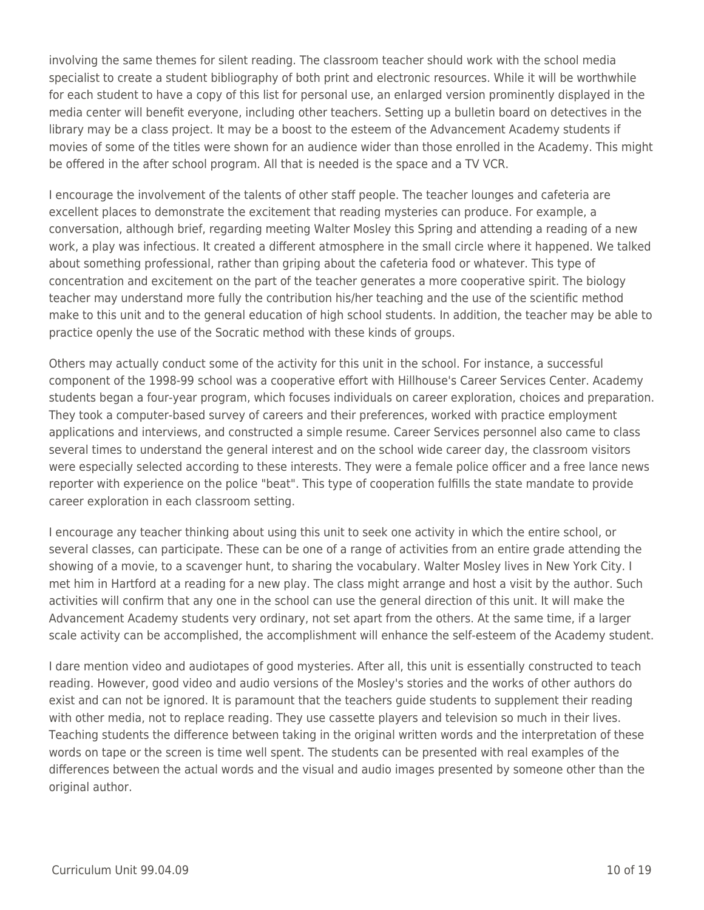involving the same themes for silent reading. The classroom teacher should work with the school media specialist to create a student bibliography of both print and electronic resources. While it will be worthwhile for each student to have a copy of this list for personal use, an enlarged version prominently displayed in the media center will benefit everyone, including other teachers. Setting up a bulletin board on detectives in the library may be a class project. It may be a boost to the esteem of the Advancement Academy students if movies of some of the titles were shown for an audience wider than those enrolled in the Academy. This might be offered in the after school program. All that is needed is the space and a TV VCR.

I encourage the involvement of the talents of other staff people. The teacher lounges and cafeteria are excellent places to demonstrate the excitement that reading mysteries can produce. For example, a conversation, although brief, regarding meeting Walter Mosley this Spring and attending a reading of a new work, a play was infectious. It created a different atmosphere in the small circle where it happened. We talked about something professional, rather than griping about the cafeteria food or whatever. This type of concentration and excitement on the part of the teacher generates a more cooperative spirit. The biology teacher may understand more fully the contribution his/her teaching and the use of the scientific method make to this unit and to the general education of high school students. In addition, the teacher may be able to practice openly the use of the Socratic method with these kinds of groups.

Others may actually conduct some of the activity for this unit in the school. For instance, a successful component of the 1998-99 school was a cooperative effort with Hillhouse's Career Services Center. Academy students began a four-year program, which focuses individuals on career exploration, choices and preparation. They took a computer-based survey of careers and their preferences, worked with practice employment applications and interviews, and constructed a simple resume. Career Services personnel also came to class several times to understand the general interest and on the school wide career day, the classroom visitors were especially selected according to these interests. They were a female police officer and a free lance news reporter with experience on the police "beat". This type of cooperation fulfills the state mandate to provide career exploration in each classroom setting.

I encourage any teacher thinking about using this unit to seek one activity in which the entire school, or several classes, can participate. These can be one of a range of activities from an entire grade attending the showing of a movie, to a scavenger hunt, to sharing the vocabulary. Walter Mosley lives in New York City. I met him in Hartford at a reading for a new play. The class might arrange and host a visit by the author. Such activities will confirm that any one in the school can use the general direction of this unit. It will make the Advancement Academy students very ordinary, not set apart from the others. At the same time, if a larger scale activity can be accomplished, the accomplishment will enhance the self-esteem of the Academy student.

I dare mention video and audiotapes of good mysteries. After all, this unit is essentially constructed to teach reading. However, good video and audio versions of the Mosley's stories and the works of other authors do exist and can not be ignored. It is paramount that the teachers guide students to supplement their reading with other media, not to replace reading. They use cassette players and television so much in their lives. Teaching students the difference between taking in the original written words and the interpretation of these words on tape or the screen is time well spent. The students can be presented with real examples of the differences between the actual words and the visual and audio images presented by someone other than the original author.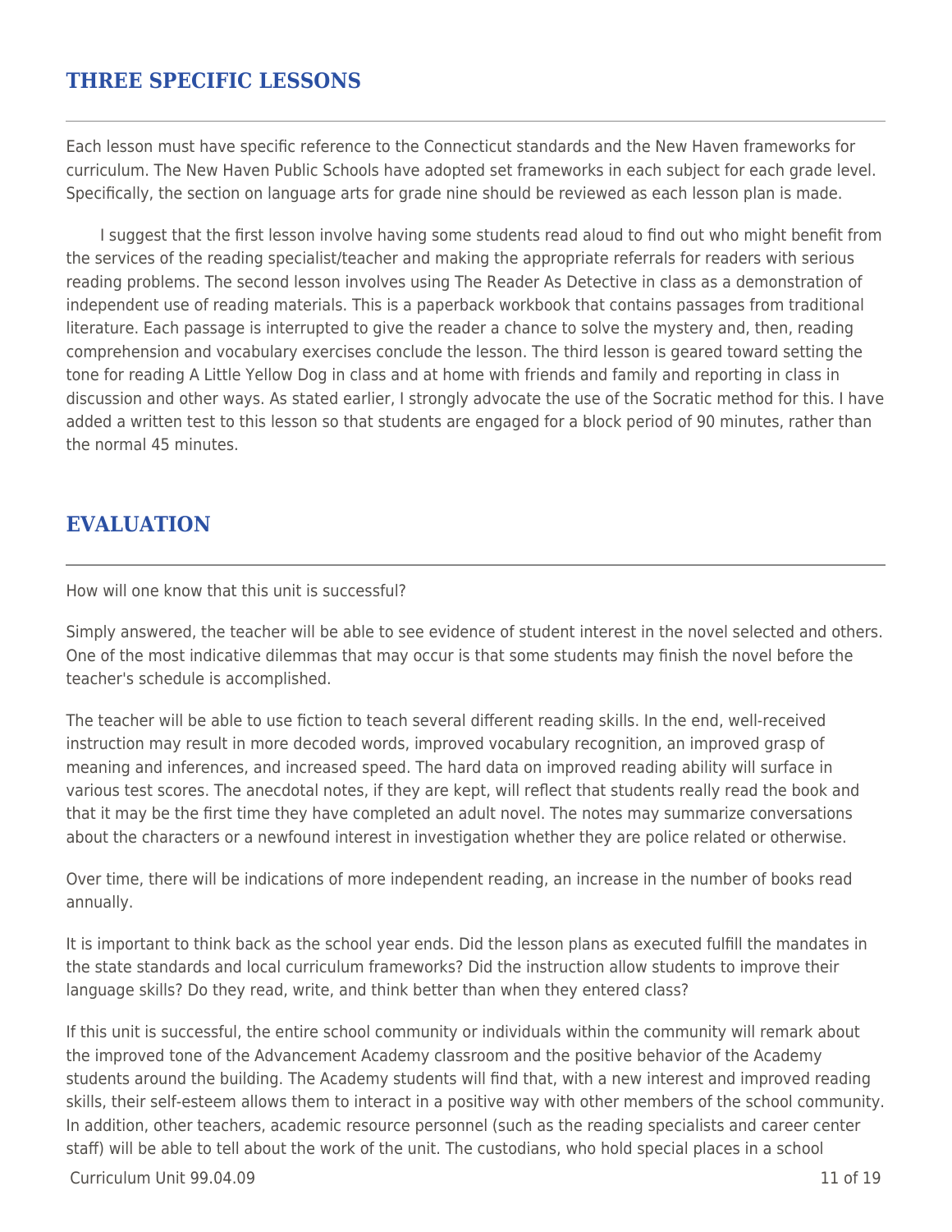## THREE SPECIFIC LESSONS

Each lesson must have specific reference to the Connecticut standards and the New Haven frameworks for curriculum. The New Haven Public Schools have adopted set frameworks in each subject for each grade level. Specifically, the section on language arts for grade nine should be reviewed as each lesson plan is made.

I suggest that the first lesson involve having some students read aloud to find out who might benefit from the services of the reading specialist/teacher and making the appropriate referrals for readers with serious reading problems. The second lesson involves using The Reader As Detective in class as a demonstration of independent use of reading materials. This is a paperback workbook that contains passages from traditional literature. Each passage is interrupted to give the reader a chance to solve the mystery and, then, reading comprehension and vocabulary exercises conclude the lesson. The third lesson is geared toward setting the tone for reading A Little Yellow Dog in class and at home with friends and family and reporting in class in discussion and other ways. As stated earlier, I strongly advocate the use of the Socratic method for this. I have added a written test to this lesson so that students are engaged for a block period of 90 minutes, rather than the normal 45 minutes.

## EVALUATION

How will one know that this unit is successful?

Simply answered, the teacher will be able to see evidence of student interest in the novel selected and others. One of the most indicative dilemmas that may occur is that some students may finish the novel before the teacher's schedule is accomplished.

The teacher will be able to use fiction to teach several different reading skills. In the end, well-received instruction may result in more decoded words, improved vocabulary recognition, an improved grasp of meaning and inferences, and increased speed. The hard data on improved reading ability will surface in various test scores. The anecdotal notes, if they are kept, will reflect that students really read the book and that it may be the first time they have completed an adult novel. The notes may summarize conversations about the characters or a newfound interest in investigation whether they are police related or otherwise.

Over time, there will be indications of more independent reading, an increase in the number of books read annually.

It is important to think back as the school year ends. Did the lesson plans as executed fulfill the mandates in the state standards and local curriculum frameworks? Did the instruction allow students to improve their language skills? Do they read, write, and think better than when they entered class?

If this unit is successful, the entire school community or individuals within the community will remark about the improved tone of the Advancement Academy classroom and the positive behavior of the Academy students around the building. The Academy students will find that, with a new interest and improved reading skills, their self-esteem allows them to interact in a positive way with other members of the school community. In addition, other teachers, academic resource personnel (such as the reading specialists and career center staff) will be able to tell about the work of the unit. The custodians, who hold special places in a school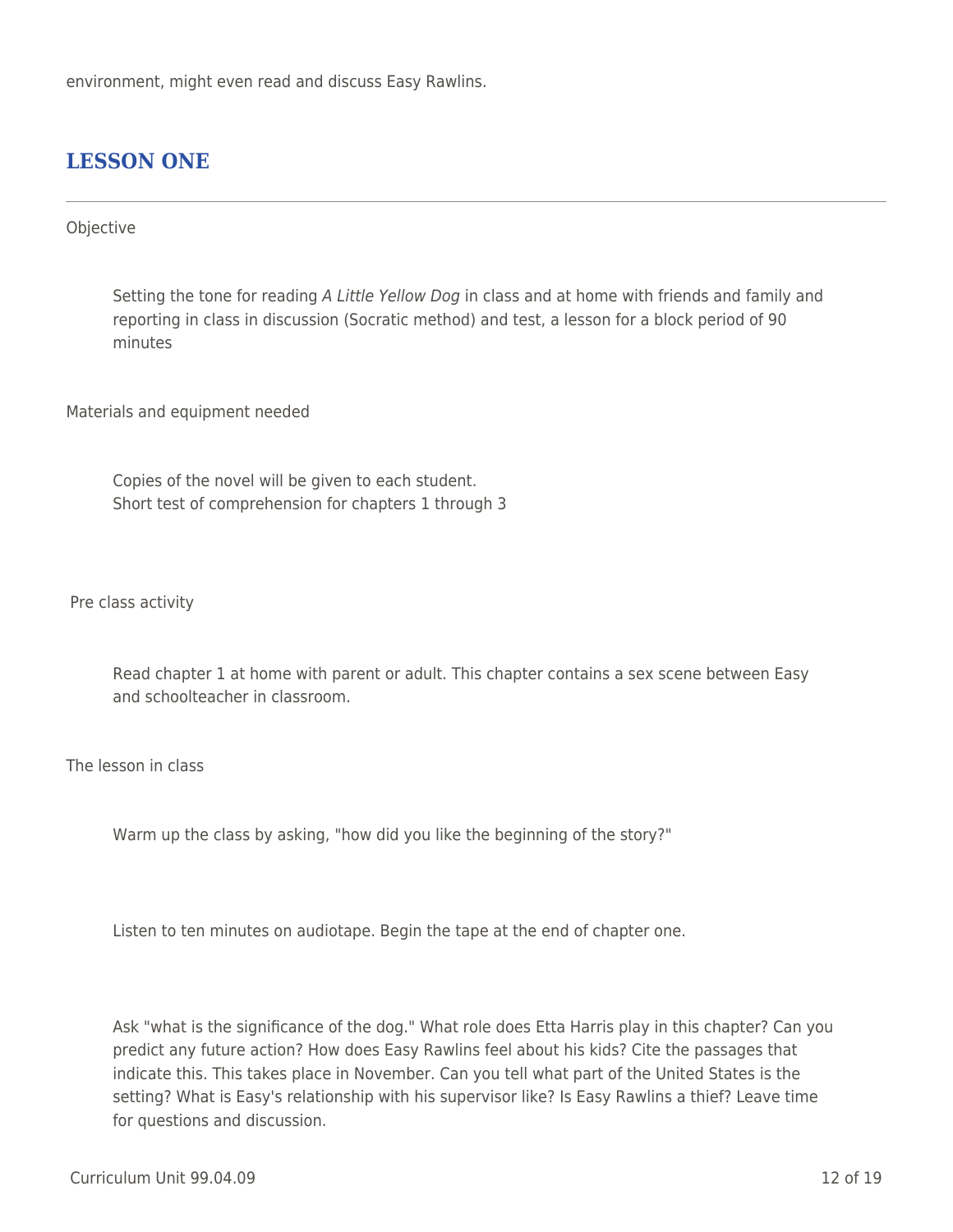environment, might even read and discuss Easy Rawlins.

## LESSON ONE

Objective

> Setting the tone for reading *A Little Yellow Dog* in class and at home with friends and family and reporting in class in discussion (Socratic method) and test, a lesson for a block period of 90 minutes

Materials and equipment needed

> Copies of the novel will be given to each student.
> Short test of comprehension for chapters 1 through 3

Pre class activity

> Read chapter 1 at home with parent or adult. This chapter contains a sex scene between Easy and schoolteacher in classroom.

The lesson in class

> Warm up the class by asking, "how did you like the beginning of the story?"

> Listen to ten minutes on audiotape. Begin the tape at the end of chapter one.

> Ask "what is the significance of the dog." What role does Etta Harris play in this chapter? Can you predict any future action? How does Easy Rawlins feel about his kids? Cite the passages that indicate this. This takes place in November. Can you tell what part of the United States is the setting? What is Easy's relationship with his supervisor like? Is Easy Rawlins a thief? Leave time for questions and discussion.

Curriculum Unit 99.04.09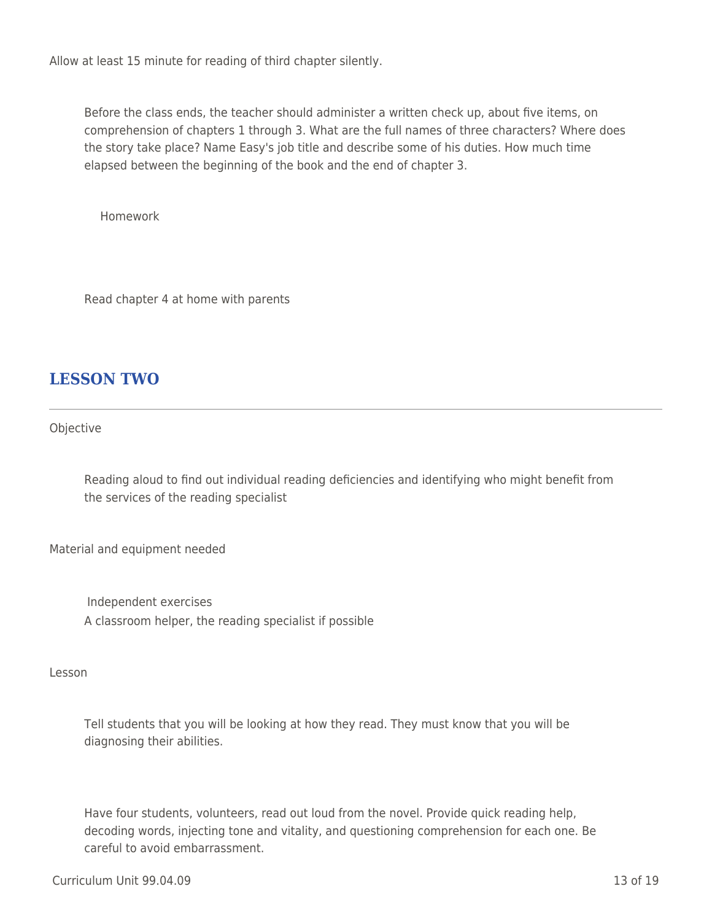Allow at least 15 minute for reading of third chapter silently.

Before the class ends, the teacher should administer a written check up, about five items, on comprehension of chapters 1 through 3. What are the full names of three characters? Where does the story take place? Name Easy's job title and describe some of his duties. How much time elapsed between the beginning of the book and the end of chapter 3.

Homework

Read chapter 4 at home with parents

## LESSON TWO

Objective

Reading aloud to find out individual reading deficiencies and identifying who might benefit from the services of the reading specialist

Material and equipment needed

Independent exercises
A classroom helper, the reading specialist if possible

Lesson

Tell students that you will be looking at how they read. They must know that you will be diagnosing their abilities.

Have four students, volunteers, read out loud from the novel. Provide quick reading help, decoding words, injecting tone and vitality, and questioning comprehension for each one. Be careful to avoid embarrassment.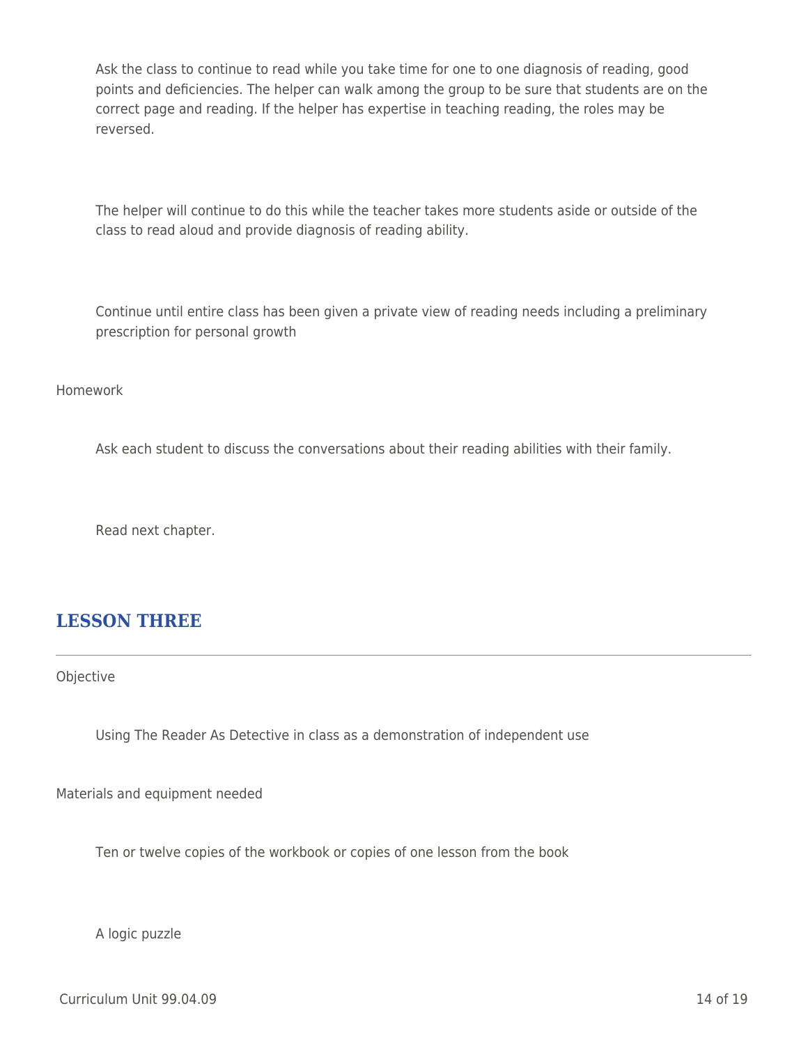Ask the class to continue to read while you take time for one to one diagnosis of reading, good points and deficiencies. The helper can walk among the group to be sure that students are on the correct page and reading. If the helper has expertise in teaching reading, the roles may be reversed.

The helper will continue to do this while the teacher takes more students aside or outside of the class to read aloud and provide diagnosis of reading ability.

Continue until entire class has been given a private view of reading needs including a preliminary prescription for personal growth

Homework

Ask each student to discuss the conversations about their reading abilities with their family.

Read next chapter.

## LESSON THREE

Objective

Using The Reader As Detective in class as a demonstration of independent use

Materials and equipment needed

Ten or twelve copies of the workbook or copies of one lesson from the book

A logic puzzle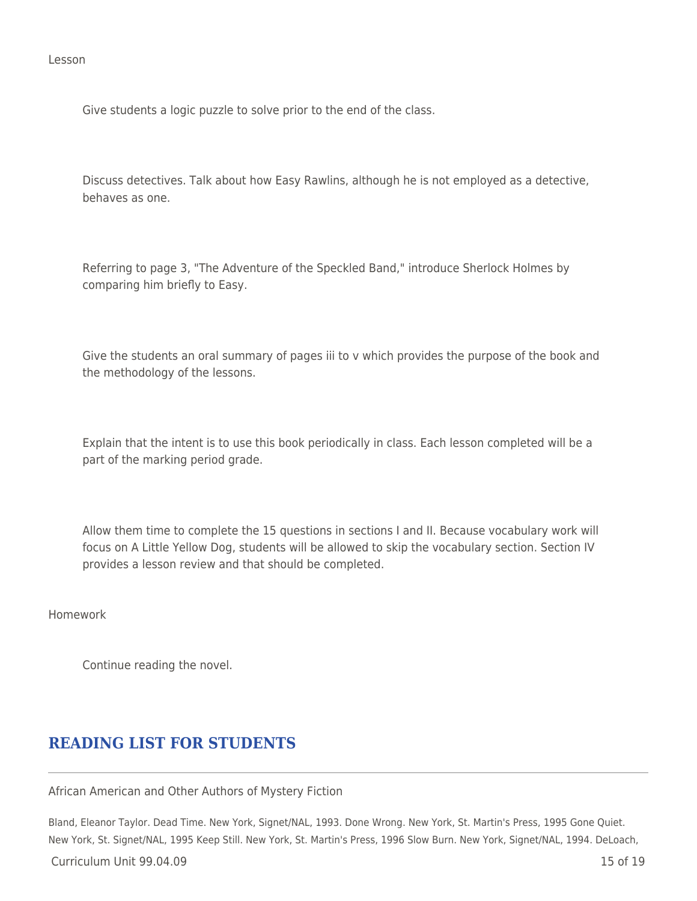Lesson

Give students a logic puzzle to solve prior to the end of the class.

Discuss detectives. Talk about how Easy Rawlins, although he is not employed as a detective, behaves as one.

Referring to page 3, "The Adventure of the Speckled Band," introduce Sherlock Holmes by comparing him briefly to Easy.

Give the students an oral summary of pages iii to v which provides the purpose of the book and the methodology of the lessons.

Explain that the intent is to use this book periodically in class. Each lesson completed will be a part of the marking period grade.

Allow them time to complete the 15 questions in sections I and II. Because vocabulary work will focus on A Little Yellow Dog, students will be allowed to skip the vocabulary section. Section IV provides a lesson review and that should be completed.

Homework

Continue reading the novel.

## READING LIST FOR STUDENTS

African American and Other Authors of Mystery Fiction

Bland, Eleanor Taylor. Dead Time. New York, Signet/NAL, 1993. Done Wrong. New York, St. Martin's Press, 1995 Gone Quiet. New York, St. Signet/NAL, 1995 Keep Still. New York, St. Martin's Press, 1996 Slow Burn. New York, Signet/NAL, 1994. DeLoach,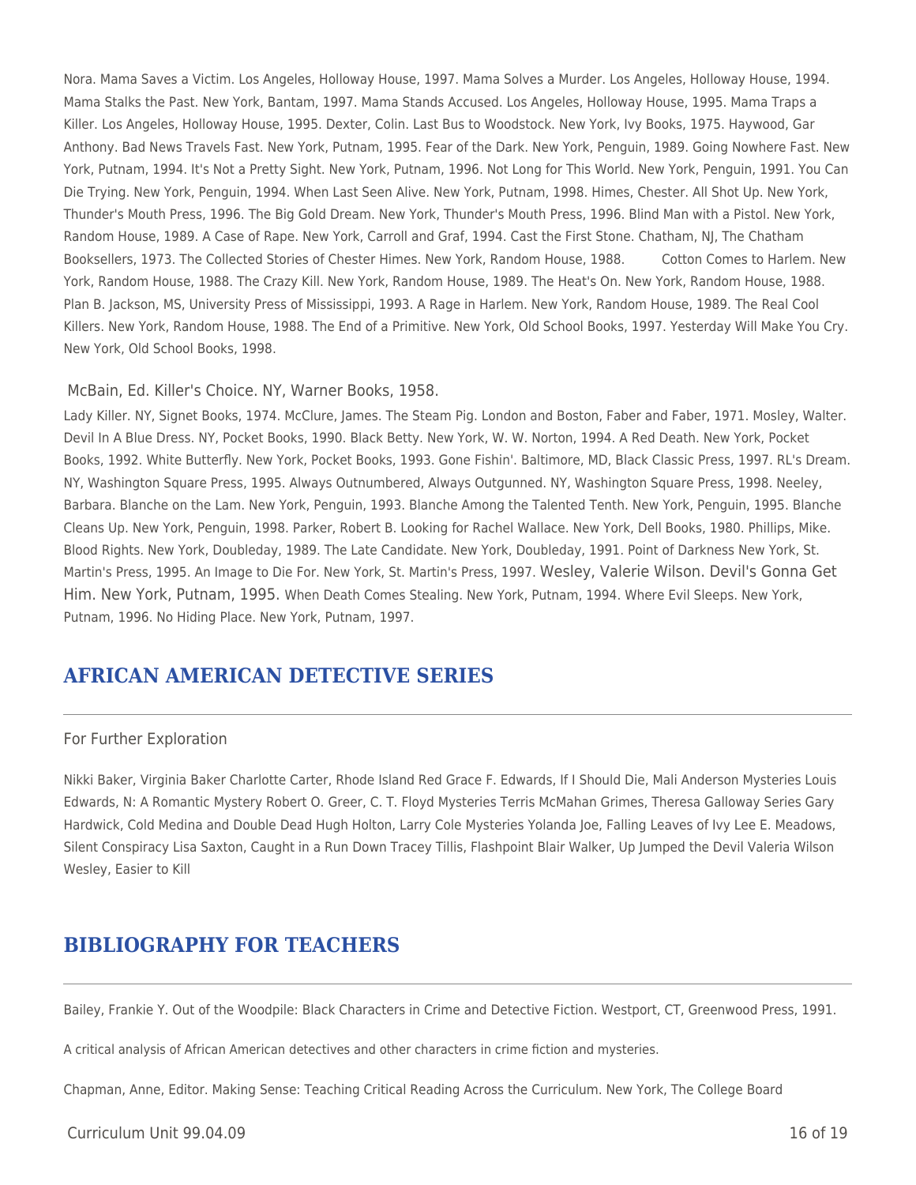Nora. Mama Saves a Victim. Los Angeles, Holloway House, 1997. Mama Solves a Murder. Los Angeles, Holloway House, 1994. Mama Stalks the Past. New York, Bantam, 1997. Mama Stands Accused. Los Angeles, Holloway House, 1995. Mama Traps a Killer. Los Angeles, Holloway House, 1995. Dexter, Colin. Last Bus to Woodstock. New York, Ivy Books, 1975. Haywood, Gar Anthony. Bad News Travels Fast. New York, Putnam, 1995. Fear of the Dark. New York, Penguin, 1989. Going Nowhere Fast. New York, Putnam, 1994. It's Not a Pretty Sight. New York, Putnam, 1996. Not Long for This World. New York, Penguin, 1991. You Can Die Trying. New York, Penguin, 1994. When Last Seen Alive. New York, Putnam, 1998. Himes, Chester. All Shot Up. New York, Thunder's Mouth Press, 1996. The Big Gold Dream. New York, Thunder's Mouth Press, 1996. Blind Man with a Pistol. New York, Random House, 1989. A Case of Rape. New York, Carroll and Graf, 1994. Cast the First Stone. Chatham, NJ, The Chatham Booksellers, 1973. The Collected Stories of Chester Himes. New York, Random House, 1988. Cotton Comes to Harlem. New York, Random House, 1988. The Crazy Kill. New York, Random House, 1989. The Heat's On. New York, Random House, 1988. Plan B. Jackson, MS, University Press of Mississippi, 1993. A Rage in Harlem. New York, Random House, 1989. The Real Cool Killers. New York, Random House, 1988. The End of a Primitive. New York, Old School Books, 1997. Yesterday Will Make You Cry. New York, Old School Books, 1998.

McBain, Ed. Killer's Choice. NY, Warner Books, 1958.

Lady Killer. NY, Signet Books, 1974. McClure, James. The Steam Pig. London and Boston, Faber and Faber, 1971. Mosley, Walter. Devil In A Blue Dress. NY, Pocket Books, 1990. Black Betty. New York, W. W. Norton, 1994. A Red Death. New York, Pocket Books, 1992. White Butterfly. New York, Pocket Books, 1993. Gone Fishin'. Baltimore, MD, Black Classic Press, 1997. RL's Dream. NY, Washington Square Press, 1995. Always Outnumbered, Always Outgunned. NY, Washington Square Press, 1998. Neeley, Barbara. Blanche on the Lam. New York, Penguin, 1993. Blanche Among the Talented Tenth. New York, Penguin, 1995. Blanche Cleans Up. New York, Penguin, 1998. Parker, Robert B. Looking for Rachel Wallace. New York, Dell Books, 1980. Phillips, Mike. Blood Rights. New York, Doubleday, 1989. The Late Candidate. New York, Doubleday, 1991. Point of Darkness New York, St. Martin's Press, 1995. An Image to Die For. New York, St. Martin's Press, 1997. Wesley, Valerie Wilson. Devil's Gonna Get Him. New York, Putnam, 1995. When Death Comes Stealing. New York, Putnam, 1994. Where Evil Sleeps. New York, Putnam, 1996. No Hiding Place. New York, Putnam, 1997.

## AFRICAN AMERICAN DETECTIVE SERIES

For Further Exploration

Nikki Baker, Virginia Baker Charlotte Carter, Rhode Island Red Grace F. Edwards, If I Should Die, Mali Anderson Mysteries Louis Edwards, N: A Romantic Mystery Robert O. Greer, C. T. Floyd Mysteries Terris McMahan Grimes, Theresa Galloway Series Gary Hardwick, Cold Medina and Double Dead Hugh Holton, Larry Cole Mysteries Yolanda Joe, Falling Leaves of Ivy Lee E. Meadows, Silent Conspiracy Lisa Saxton, Caught in a Run Down Tracey Tillis, Flashpoint Blair Walker, Up Jumped the Devil Valeria Wilson Wesley, Easier to Kill

## BIBLIOGRAPHY FOR TEACHERS

Bailey, Frankie Y. Out of the Woodpile: Black Characters in Crime and Detective Fiction. Westport, CT, Greenwood Press, 1991.

A critical analysis of African American detectives and other characters in crime fiction and mysteries.

Chapman, Anne, Editor. Making Sense: Teaching Critical Reading Across the Curriculum. New York, The College Board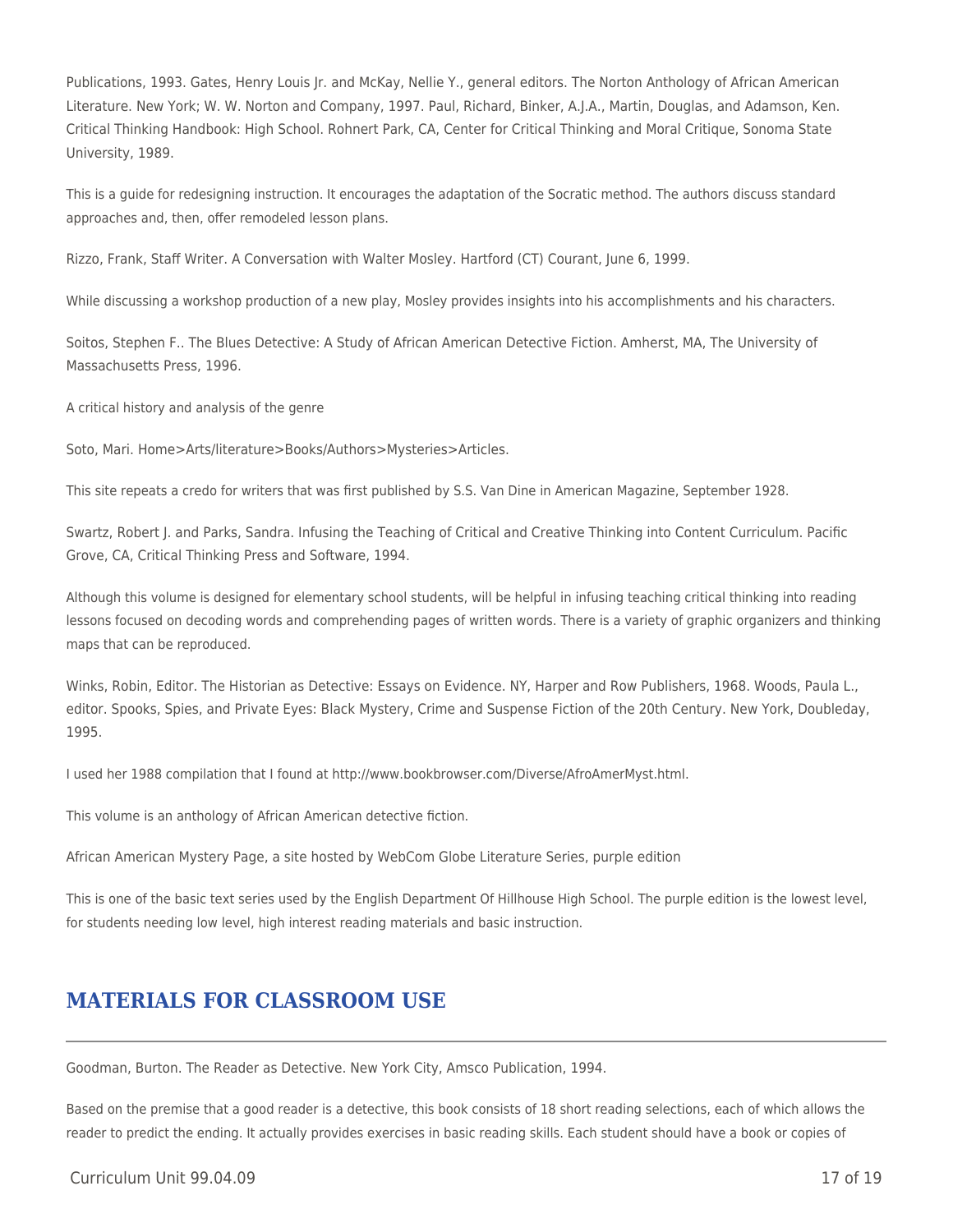Publications, 1993. Gates, Henry Louis Jr. and McKay, Nellie Y., general editors. The Norton Anthology of African American Literature. New York; W. W. Norton and Company, 1997. Paul, Richard, Binker, A.J.A., Martin, Douglas, and Adamson, Ken. Critical Thinking Handbook: High School. Rohnert Park, CA, Center for Critical Thinking and Moral Critique, Sonoma State University, 1989.

This is a guide for redesigning instruction. It encourages the adaptation of the Socratic method. The authors discuss standard approaches and, then, offer remodeled lesson plans.

Rizzo, Frank, Staff Writer. A Conversation with Walter Mosley. Hartford (CT) Courant, June 6, 1999.

While discussing a workshop production of a new play, Mosley provides insights into his accomplishments and his characters.

Soitos, Stephen F.. The Blues Detective: A Study of African American Detective Fiction. Amherst, MA, The University of Massachusetts Press, 1996.

A critical history and analysis of the genre

Soto, Mari. Home>Arts/literature>Books/Authors>Mysteries>Articles.

This site repeats a credo for writers that was first published by S.S. Van Dine in American Magazine, September 1928.

Swartz, Robert J. and Parks, Sandra. Infusing the Teaching of Critical and Creative Thinking into Content Curriculum. Pacific Grove, CA, Critical Thinking Press and Software, 1994.

Although this volume is designed for elementary school students, will be helpful in infusing teaching critical thinking into reading lessons focused on decoding words and comprehending pages of written words. There is a variety of graphic organizers and thinking maps that can be reproduced.

Winks, Robin, Editor. The Historian as Detective: Essays on Evidence. NY, Harper and Row Publishers, 1968. Woods, Paula L., editor. Spooks, Spies, and Private Eyes: Black Mystery, Crime and Suspense Fiction of the 20th Century. New York, Doubleday, 1995.

I used her 1988 compilation that I found at http://www.bookbrowser.com/Diverse/AfroAmerMyst.html.

This volume is an anthology of African American detective fiction.

African American Mystery Page, a site hosted by WebCom Globe Literature Series, purple edition

This is one of the basic text series used by the English Department Of Hillhouse High School. The purple edition is the lowest level, for students needing low level, high interest reading materials and basic instruction.

## MATERIALS FOR CLASSROOM USE

Goodman, Burton. The Reader as Detective. New York City, Amsco Publication, 1994.

Based on the premise that a good reader is a detective, this book consists of 18 short reading selections, each of which allows the reader to predict the ending. It actually provides exercises in basic reading skills. Each student should have a book or copies of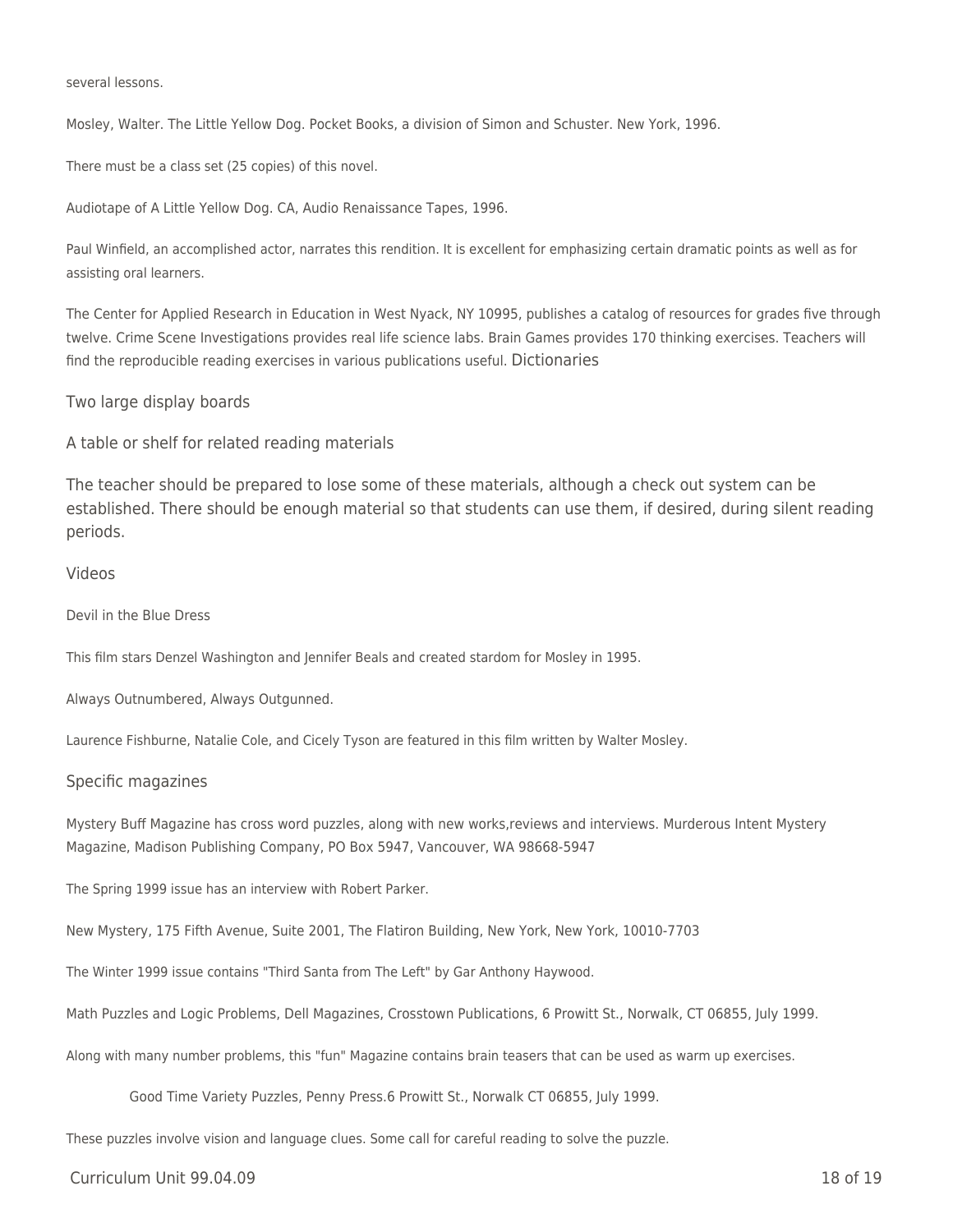several lessons.

Mosley, Walter. The Little Yellow Dog. Pocket Books, a division of Simon and Schuster. New York, 1996.

There must be a class set (25 copies) of this novel.

Audiotape of A Little Yellow Dog. CA, Audio Renaissance Tapes, 1996.

Paul Winfield, an accomplished actor, narrates this rendition. It is excellent for emphasizing certain dramatic points as well as for assisting oral learners.

The Center for Applied Research in Education in West Nyack, NY 10995, publishes a catalog of resources for grades five through twelve. Crime Scene Investigations provides real life science labs. Brain Games provides 170 thinking exercises. Teachers will find the reproducible reading exercises in various publications useful. Dictionaries

Two large display boards

A table or shelf for related reading materials

The teacher should be prepared to lose some of these materials, although a check out system can be established. There should be enough material so that students can use them, if desired, during silent reading periods.

Videos

Devil in the Blue Dress

This film stars Denzel Washington and Jennifer Beals and created stardom for Mosley in 1995.

Always Outnumbered, Always Outgunned.

Laurence Fishburne, Natalie Cole, and Cicely Tyson are featured in this film written by Walter Mosley.

Specific magazines

Mystery Buff Magazine has cross word puzzles, along with new works,reviews and interviews. Murderous Intent Mystery Magazine, Madison Publishing Company, PO Box 5947, Vancouver, WA 98668-5947

The Spring 1999 issue has an interview with Robert Parker.

New Mystery, 175 Fifth Avenue, Suite 2001, The Flatiron Building, New York, New York, 10010-7703

The Winter 1999 issue contains "Third Santa from The Left" by Gar Anthony Haywood.

Math Puzzles and Logic Problems, Dell Magazines, Crosstown Publications, 6 Prowitt St., Norwalk, CT 06855, July 1999.

Along with many number problems, this "fun" Magazine contains brain teasers that can be used as warm up exercises.

Good Time Variety Puzzles, Penny Press.6 Prowitt St., Norwalk CT 06855, July 1999.

These puzzles involve vision and language clues. Some call for careful reading to solve the puzzle.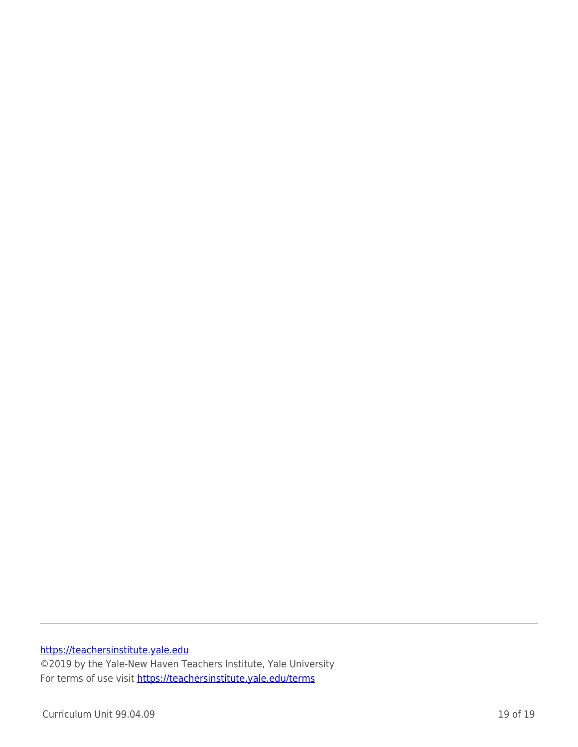https://teachersinstitute.yale.edu

©2019 by the Yale-New Haven Teachers Institute, Yale University

For terms of use visit https://teachersinstitute.yale.edu/terms